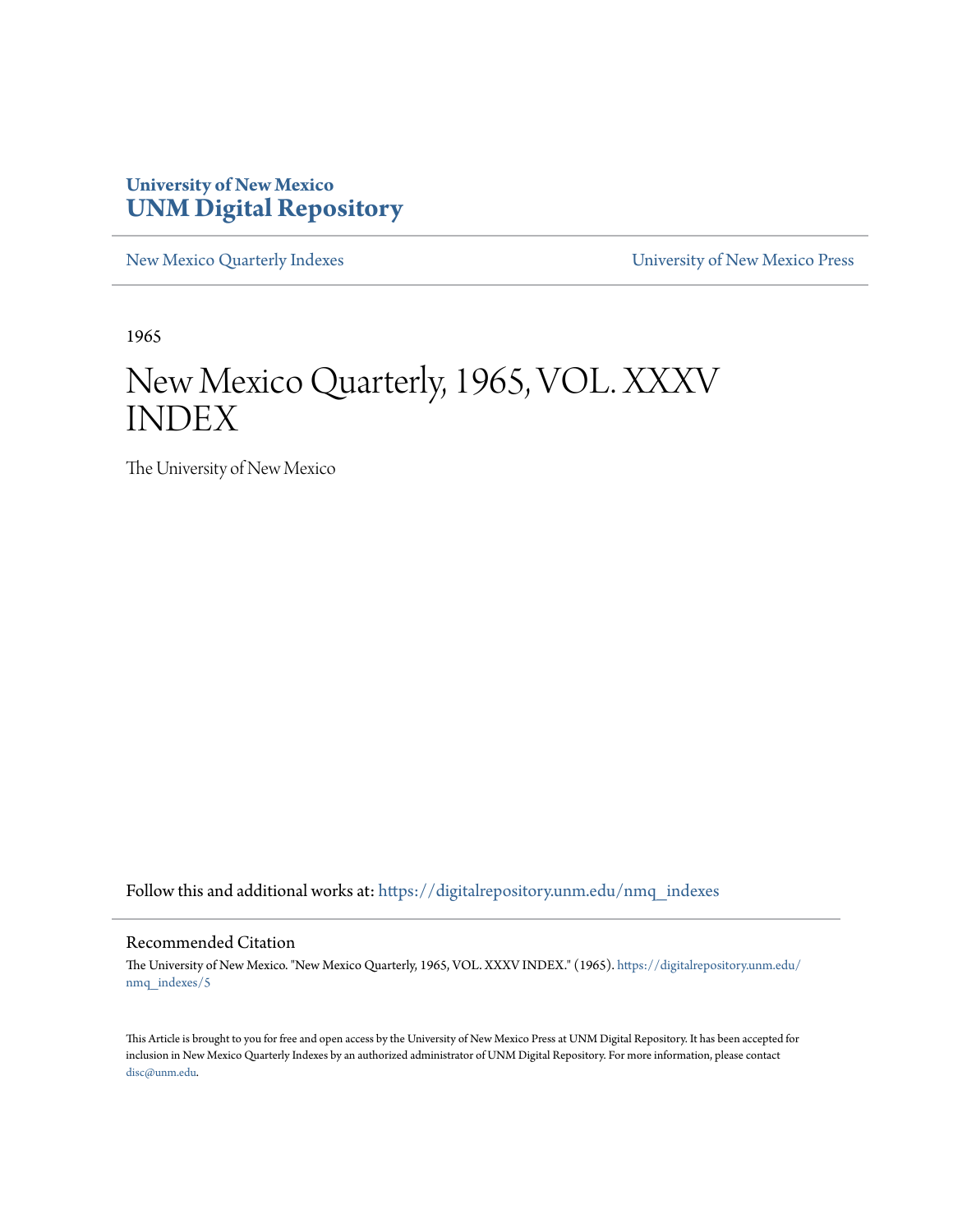University of New Mexico
**UNM Digital Repository**

New Mexico Quarterly Indexes

University of New Mexico Press

1965

# New Mexico Quarterly, 1965, VOL. XXXV INDEX

The University of New Mexico

Follow this and additional works at: https://digitalrepository.unm.edu/nmq_indexes

## Recommended Citation

The University of New Mexico. "New Mexico Quarterly, 1965, VOL. XXXV INDEX." (1965). https://digitalrepository.unm.edu/nmq_indexes/5

This Article is brought to you for free and open access by the University of New Mexico Press at UNM Digital Repository. It has been accepted for inclusion in New Mexico Quarterly Indexes by an authorized administrator of UNM Digital Repository. For more information, please contact disc@unm.edu.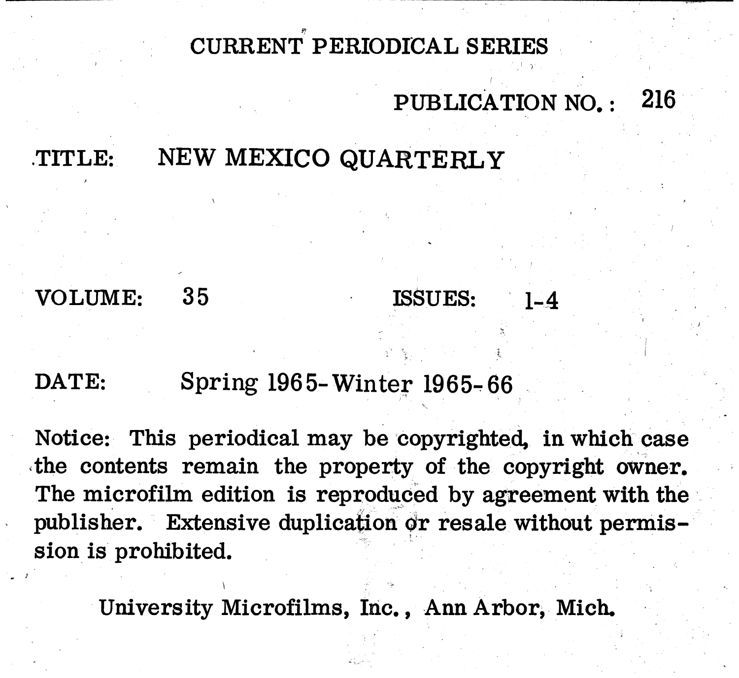# CURRENT PERIODICAL SERIES

PUBLICATION NO.: 216

TITLE: NEW MEXICO QUARTERLY

VOLUME: 35 ISSUES: 1-4

DATE: Spring 1965-Winter 1965-66

Notice: This periodical may be copyrighted, in which case the contents remain the property of the copyright owner. The microfilm edition is reproduced by agreement with the publisher. Extensive duplication or resale without permission is prohibited.

University Microfilms, Inc., Ann Arbor, Mich.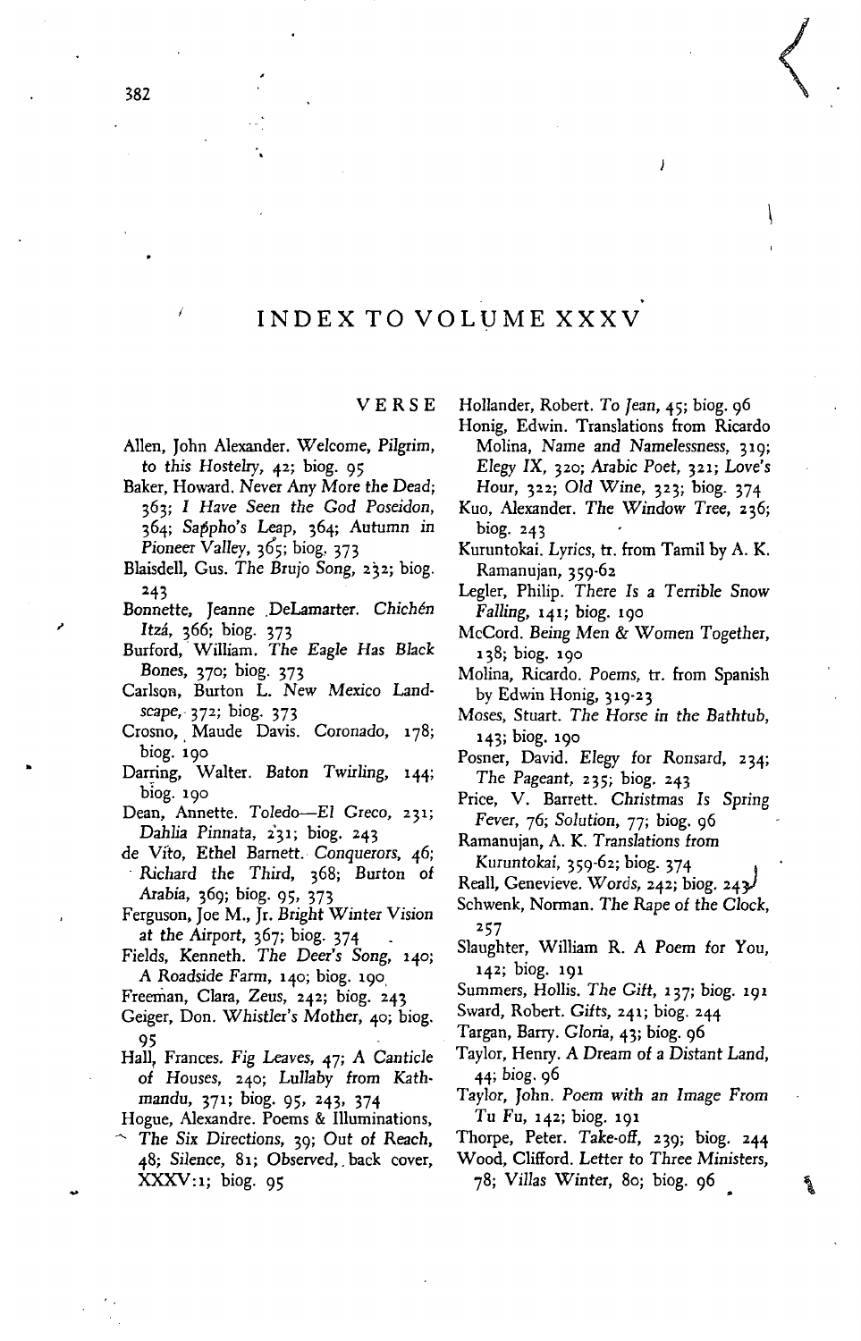# INDEX TO VOLUME XXXV

## VERSE

Allen, John Alexander. Welcome, Pilgrim, to this Hostelry, 42; biog. 95

Baker, Howard. Never Any More the Dead; 363; *I Have Seen the God Poseidon*, 364; *Sappho's Leap*, 364; Autumn in Pioneer Valley, 365; biog. 373

Blaisdell, Gus. *The Brujo Song*, 232; biog. 243

Bonnette, Jeanne DeLamarter. *Chichén Itzá*, 366; biog. 373

Burford, William. *The Eagle Has Black Bones*, 370; biog. 373

Carlson, Burton L. New Mexico Landscape, 372; biog. 373

Crosno, Maude Davis. Coronado, 178; biog. 190

Darring, Walter. Baton Twirling, 144; biog. 190

Dean, Annette. Toledo—El Greco, 231; *Dahlia Pinnata*, 231; biog. 243

de Vito, Ethel Barnett. Conquerors, 46; *Richard the Third*, 368; Burton of *Arabia*, 369; biog. 95, 373

Ferguson, Joe M., Jr. *Bright Winter Vision at the Airport*, 367; biog. 374

Fields, Kenneth. *The Deer's Song*, 140; A Roadside Farm, 140; biog. 190

Freeman, Clara, Zeus, 242; biog. 243

Geiger, Don. Whistler's Mother, 40; biog. 95

Hall, Frances. *Fig Leaves*, 47; A Canticle of Houses, 240; Lullaby from Kathmandu, 371; biog. 95, 243, 374

Hogue, Alexandre. Poems & Illuminations, The Six Directions, 39; Out of Reach, 48; Silence, 81; Observed, back cover, XXXV:1; biog. 95

Hollander, Robert. *To Jean*, 45; biog. 96

Honig, Edwin. Translations from Ricardo Molina, *Name and Namelessness*, 319; *Elegy IX*, 320; Arabic Poet, 321; *Love's Hour*, 322; *Old Wine*, 323; biog. 374

Kuo, Alexander. *The Window Tree*, 236; biog. 243

Kuruntokai. Lyrics, tr. from Tamil by A. K. Ramanujan, 359-62

Legler, Philip. There Is a Terrible Snow *Falling*, 141; biog. 190

McCord. *Being Men & Women Together*, 138; biog. 190

Molina, Ricardo. Poems, tr. from Spanish by Edwin Honig, 319-23

Moses, Stuart. *The Horse in the Bathtub*, 143; biog. 190

Posner, David. *Elegy for Ronsard*, 234; *The Pageant*, 235; biog. 243

Price, V. Barrett. *Christmas Is Spring Fever*, 76; *Solution*, 77; biog. 96

Ramanujan, A. K. *Translations from Kuruntokai*, 359-62; biog. 374

Reall, Genevieve. Words, 242; biog. 243

Schwenk, Norman. The Rape of the Clock, 257

Slaughter, William R. A Poem for You, 142; biog. 191

Summers, Hollis. *The Gift*, 137; biog. 191

Sward, Robert. *Gifts*, 241; biog. 244

Targan, Barry. *Gloria*, 43; biog. 96

Taylor, Henry. A Dream of a Distant Land, 44; biog. 96

Taylor, John. *Poem with an Image From Tu Fu*, 142; biog. 191

Thorpe, Peter. *Take-off*, 239; biog. 244

Wood, Clifford. Letter to Three Ministers, 78; Villas Winter, 80; biog. 96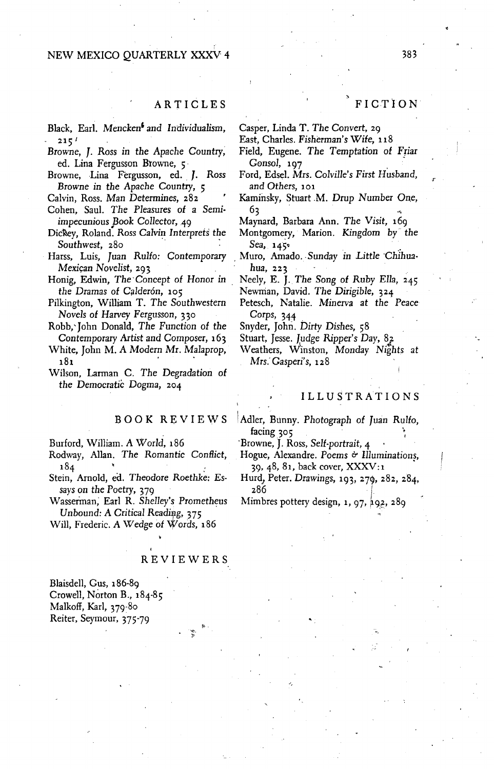## ARTICLES

Black, Earl. *Mencken and Individualism,* 215

Browne, J. *Ross in the Apache Country,* ed. Lina Fergusson Browne, 5

Browne, Lina Fergusson, ed. *J. Ross Browne in the Apache Country,* 5

Calvin, Ross. *Man Determines,* 282

Cohen, Saul. *The Pleasures of a Semi-impecunious Book Collector,* 49

Dickey, Roland. *Ross Calvin Interprets the Southwest,* 280

Harss, Luis, *Juan Rulfo: Contemporary Mexican Novelist,* 293

Honig, Edwin, *The Concept of Honor in the Dramas of Calderón,* 105

Pilkington, William T. *The Southwestern Novels of Harvey Fergusson,* 330

Robb, John Donald, *The Function of the Contemporary Artist and Composer,* 163

White, John M. *A Modern Mr. Malaprop,* 181

Wilson, Larman C. *The Degradation of the Democratic Dogma,* 204

## BOOK REVIEWS

Burford, William. *A World,* 186

Rodway, Allan. *The Romantic Conflict,* 184

Stein, Arnold, ed. *Theodore Roethke: Essays on the Poetry,* 379

Wasserman, Earl R. *Shelley's Prometheus Unbound: A Critical Reading,* 375

Will, Frederic. *A Wedge of Words,* 186

## REVIEWERS

Blaisdell, Gus, 186-89

Crowell, Norton B., 184-85

Malkoff, Karl, 379-80

Reiter, Seymour, 375-79

## FICTION

Casper, Linda T. *The Convert,* 29

East, Charles. *Fisherman's Wife,* 118

Field, Eugene. *The Temptation of Friar Gonsol,* 197

Ford, Edsel. *Mrs. Colville's First Husband, and Others,* 101

Kaminsky, Stuart M. *Drup Number One,* 63

Maynard, Barbara Ann. *The Visit,* 169

Montgomery, Marion. *Kingdom by the Sea,* 145

Muro, Amado. *Sunday in Little Chihuahua,* 223

Neely, E. J. *The Song of Ruby Ella,* 245

Newman, David. *The Dirigible,* 324

Petesch, Natalie. *Minerva at the Peace Corps,* 344

Snyder, John. *Dirty Dishes,* 58

Stuart, Jesse. *Judge Ripper's Day,* 82

Weathers, Winston, *Monday Nights at Mrs. Gasperi's,* 128

## ILLUSTRATIONS

Adler, Bunny. *Photograph of Juan Rulfo,* facing 305

Browne, J. Ross, *Self-portrait,* 4

Hogue, Alexandre. *Poems & Illuminations,* 39, 48, 81, back cover, XXXV:1

Hurd, Peter. *Drawings,* 193, 279, 282, 284, 286

Mimbres pottery design, 1, 97, 192, 289